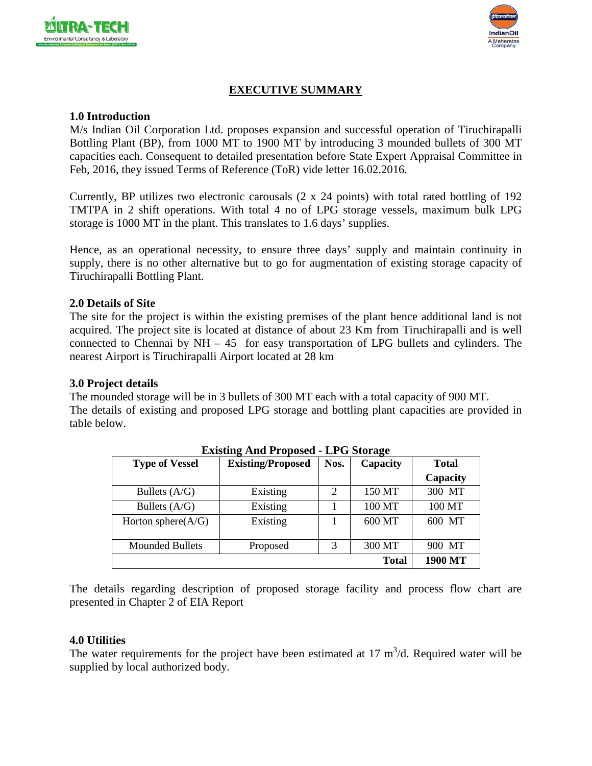# EXECUTIVE SUMMARY

## 1.0 Introduction

M/s Indian Oil Corporation Ltd. proposes expansion and successful operation of Tiruchirapalli Bottling Plant (BP), from 1000 MT to 1900 MT by introducing 3 mounded bullets of 300 MT capacities each. Consequent to detailed presentation before State Expert Appraisal Committee in Feb, 2016, they issued Terms of Reference (ToR) vide letter 16.02.2016.

Currently, BP utilizes two electronic carousals (2 x 24 points) with total rated bottling of 192 TMTPA in 2 shift operations. With total 4 no of LPG storage vessels, maximum bulk LPG storage is 1000 MT in the plant. This translates to 1.6 days' supplies.

Hence, as an operational necessity, to ensure three days' supply and maintain continuity in supply, there is no other alternative but to go for augmentation of existing storage capacity of Tiruchirapalli Bottling Plant.

## 2.0 Details of Site

The site for the project is within the existing premises of the plant hence additional land is not acquired. The project site is located at distance of about 23 Km from Tiruchirapalli and is well connected to Chennai by NH – 45 for easy transportation of LPG bullets and cylinders. The nearest Airport is Tiruchirapalli Airport located at 28 km

## 3.0 Project details

The mounded storage will be in 3 bullets of 300 MT each with a total capacity of 900 MT.
The details of existing and proposed LPG storage and bottling plant capacities are provided in table below.

**Existing And Proposed - LPG Storage**

| Type of Vessel | Existing/Proposed | Nos. | Capacity | Total Capacity |
|---|---|---|---|---|
| Bullets (A/G) | Existing | 2 | 150 MT | 300 MT |
| Bullets (A/G) | Existing | 1 | 100 MT | 100 MT |
| Horton sphere(A/G) | Existing | 1 | 600 MT | 600 MT |
| Mounded Bullets | Proposed | 3 | 300 MT | 900 MT |
| | | | **Total** | **1900 MT** |

The details regarding description of proposed storage facility and process flow chart are presented in Chapter 2 of EIA Report

## 4.0 Utilities

The water requirements for the project have been estimated at 17 $m^3$/d. Required water will be supplied by local authorized body.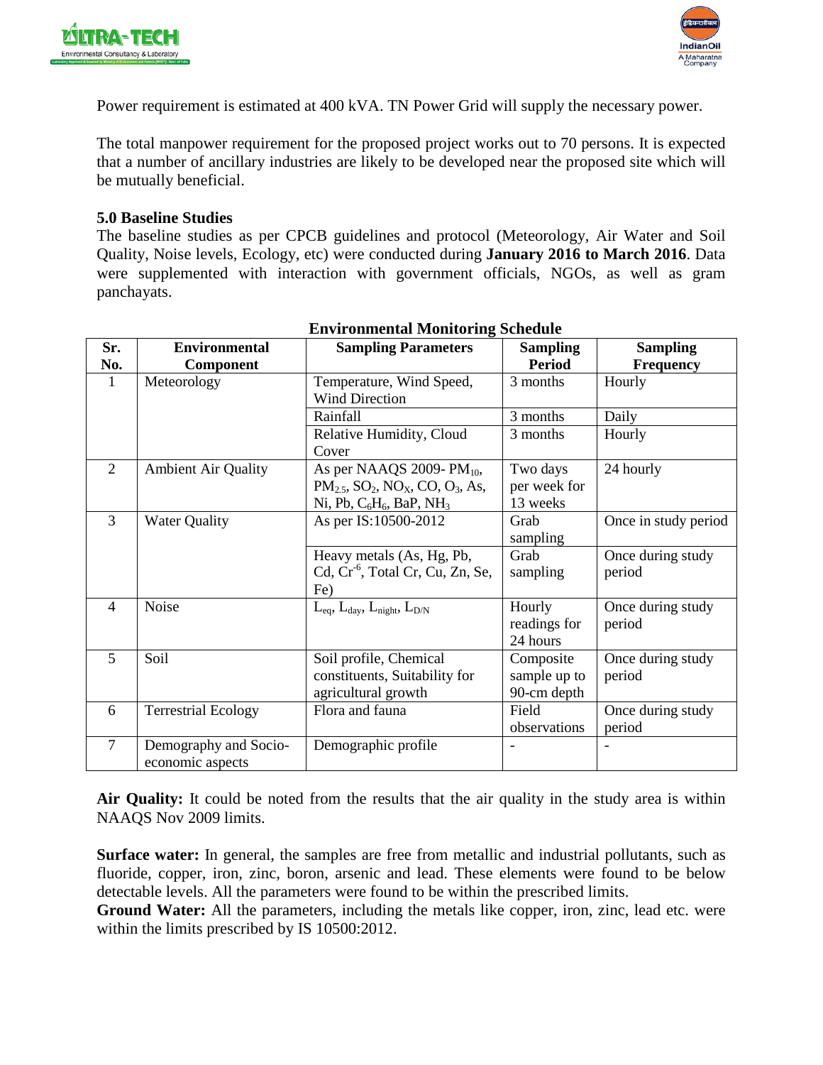Power requirement is estimated at 400 kVA. TN Power Grid will supply the necessary power.

The total manpower requirement for the proposed project works out to 70 persons. It is expected that a number of ancillary industries are likely to be developed near the proposed site which will be mutually beneficial.

**5.0 Baseline Studies**

The baseline studies as per CPCB guidelines and protocol (Meteorology, Air Water and Soil Quality, Noise levels, Ecology, etc) were conducted during **January 2016 to March 2016**. Data were supplemented with interaction with government officials, NGOs, as well as gram panchayats.

**Environmental Monitoring Schedule**

| Sr. No. | Environmental Component | Sampling Parameters | Sampling Period | Sampling Frequency |
|---|---|---|---|---|
| 1 | Meteorology | Temperature, Wind Speed, Wind Direction | 3 months | Hourly |
| | | Rainfall | 3 months | Daily |
| | | Relative Humidity, Cloud Cover | 3 months | Hourly |
| 2 | Ambient Air Quality | As per NAAQS 2009- $PM_{10}$, $PM_{2.5}$, $SO_2$, $NO_X$, CO, $O_3$, As, Ni, Pb, $C_6H_6$, BaP, $NH_3$ | Two days per week for 13 weeks | 24 hourly |
| 3 | Water Quality | As per IS:10500-2012 | Grab sampling | Once in study period |
| | | Heavy metals (As, Hg, Pb, Cd, $Cr^{-6}$, Total Cr, Cu, Zn, Se, Fe) | Grab sampling | Once during study period |
| 4 | Noise | $L_{eq}$, $L_{day}$, $L_{night}$, $L_{D/N}$ | Hourly readings for 24 hours | Once during study period |
| 5 | Soil | Soil profile, Chemical constituents, Suitability for agricultural growth | Composite sample up to 90-cm depth | Once during study period |
| 6 | Terrestrial Ecology | Flora and fauna | Field observations | Once during study period |
| 7 | Demography and Socio-economic aspects | Demographic profile | - | - |

**Air Quality:** It could be noted from the results that the air quality in the study area is within NAAQS Nov 2009 limits.

**Surface water:** In general, the samples are free from metallic and industrial pollutants, such as fluoride, copper, iron, zinc, boron, arsenic and lead. These elements were found to be below detectable levels. All the parameters were found to be within the prescribed limits.

**Ground Water:** All the parameters, including the metals like copper, iron, zinc, lead etc. were within the limits prescribed by IS 10500:2012.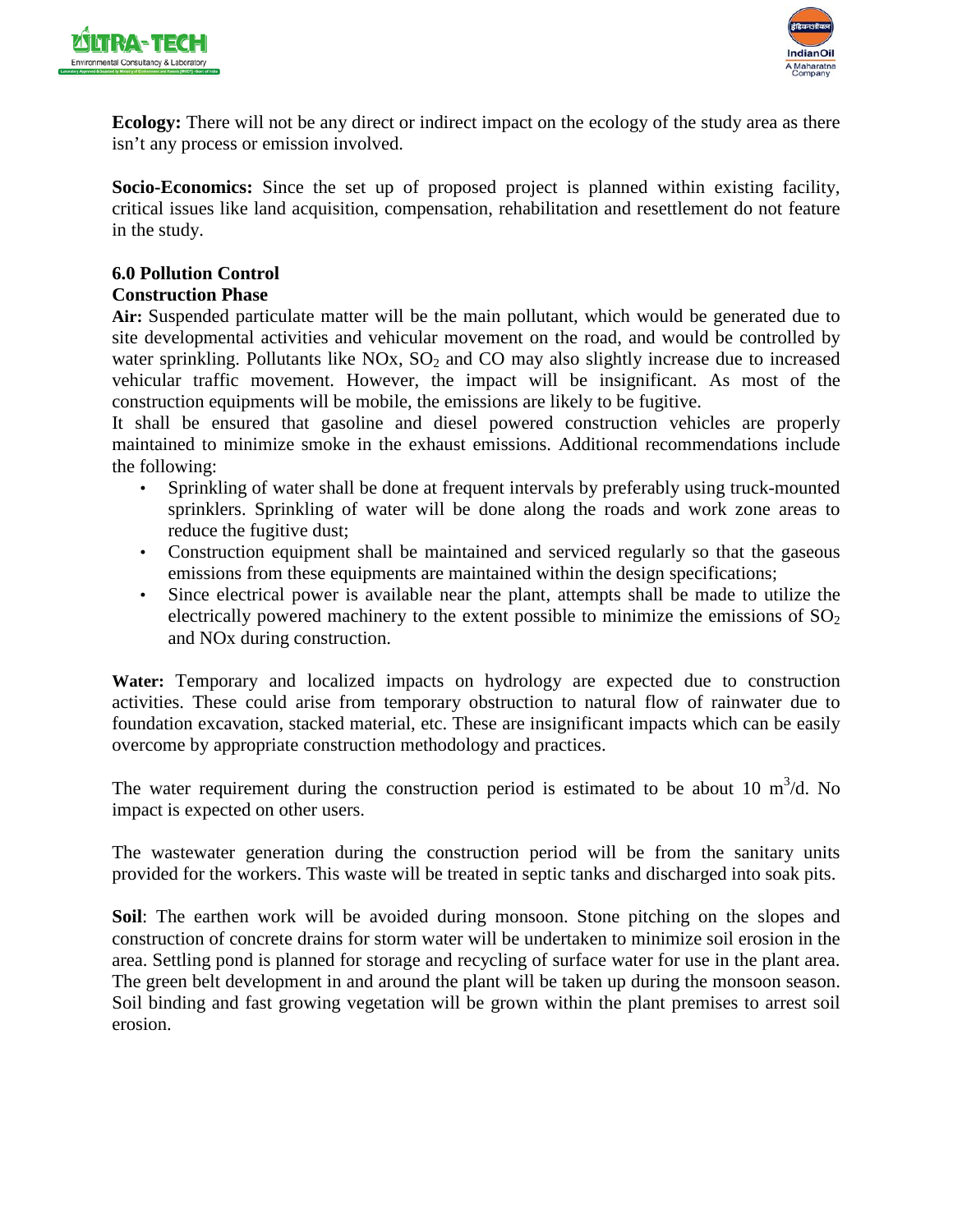**Ecology:** There will not be any direct or indirect impact on the ecology of the study area as there isn't any process or emission involved.

**Socio-Economics:** Since the set up of proposed project is planned within existing facility, critical issues like land acquisition, compensation, rehabilitation and resettlement do not feature in the study.

## 6.0 Pollution Control

### Construction Phase

**Air:** Suspended particulate matter will be the main pollutant, which would be generated due to site developmental activities and vehicular movement on the road, and would be controlled by water sprinkling. Pollutants like NOx, $SO_2$ and CO may also slightly increase due to increased vehicular traffic movement. However, the impact will be insignificant. As most of the construction equipments will be mobile, the emissions are likely to be fugitive.

It shall be ensured that gasoline and diesel powered construction vehicles are properly maintained to minimize smoke in the exhaust emissions. Additional recommendations include the following:

- Sprinkling of water shall be done at frequent intervals by preferably using truck-mounted sprinklers. Sprinkling of water will be done along the roads and work zone areas to reduce the fugitive dust;
- Construction equipment shall be maintained and serviced regularly so that the gaseous emissions from these equipments are maintained within the design specifications;
- Since electrical power is available near the plant, attempts shall be made to utilize the electrically powered machinery to the extent possible to minimize the emissions of $SO_2$ and NOx during construction.

**Water:** Temporary and localized impacts on hydrology are expected due to construction activities. These could arise from temporary obstruction to natural flow of rainwater due to foundation excavation, stacked material, etc. These are insignificant impacts which can be easily overcome by appropriate construction methodology and practices.

The water requirement during the construction period is estimated to be about 10 $m^3$/d. No impact is expected on other users.

The wastewater generation during the construction period will be from the sanitary units provided for the workers. This waste will be treated in septic tanks and discharged into soak pits.

**Soil**: The earthen work will be avoided during monsoon. Stone pitching on the slopes and construction of concrete drains for storm water will be undertaken to minimize soil erosion in the area. Settling pond is planned for storage and recycling of surface water for use in the plant area. The green belt development in and around the plant will be taken up during the monsoon season. Soil binding and fast growing vegetation will be grown within the plant premises to arrest soil erosion.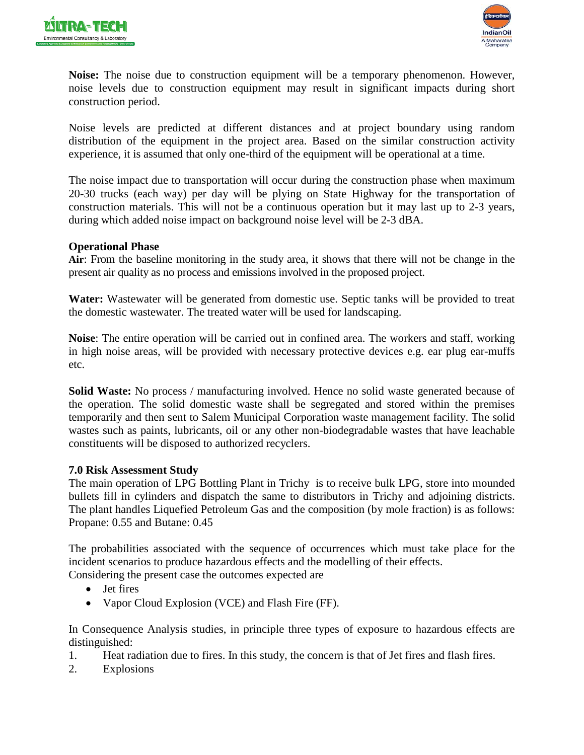**Noise:** The noise due to construction equipment will be a temporary phenomenon. However, noise levels due to construction equipment may result in significant impacts during short construction period.

Noise levels are predicted at different distances and at project boundary using random distribution of the equipment in the project area. Based on the similar construction activity experience, it is assumed that only one-third of the equipment will be operational at a time.

The noise impact due to transportation will occur during the construction phase when maximum 20-30 trucks (each way) per day will be plying on State Highway for the transportation of construction materials. This will not be a continuous operation but it may last up to 2-3 years, during which added noise impact on background noise level will be 2-3 dBA.

### Operational Phase

**Air**: From the baseline monitoring in the study area, it shows that there will not be change in the present air quality as no process and emissions involved in the proposed project.

**Water:** Wastewater will be generated from domestic use. Septic tanks will be provided to treat the domestic wastewater. The treated water will be used for landscaping.

**Noise**: The entire operation will be carried out in confined area. The workers and staff, working in high noise areas, will be provided with necessary protective devices e.g. ear plug ear-muffs etc.

**Solid Waste:** No process / manufacturing involved. Hence no solid waste generated because of the operation. The solid domestic waste shall be segregated and stored within the premises temporarily and then sent to Salem Municipal Corporation waste management facility. The solid wastes such as paints, lubricants, oil or any other non-biodegradable wastes that have leachable constituents will be disposed to authorized recyclers.

## 7.0 Risk Assessment Study

The main operation of LPG Bottling Plant in Trichy is to receive bulk LPG, store into mounded bullets fill in cylinders and dispatch the same to distributors in Trichy and adjoining districts. The plant handles Liquefied Petroleum Gas and the composition (by mole fraction) is as follows: Propane: 0.55 and Butane: 0.45

The probabilities associated with the sequence of occurrences which must take place for the incident scenarios to produce hazardous effects and the modelling of their effects.
Considering the present case the outcomes expected are

- Jet fires
- Vapor Cloud Explosion (VCE) and Flash Fire (FF).

In Consequence Analysis studies, in principle three types of exposure to hazardous effects are distinguished:

1. Heat radiation due to fires. In this study, the concern is that of Jet fires and flash fires.
2. Explosions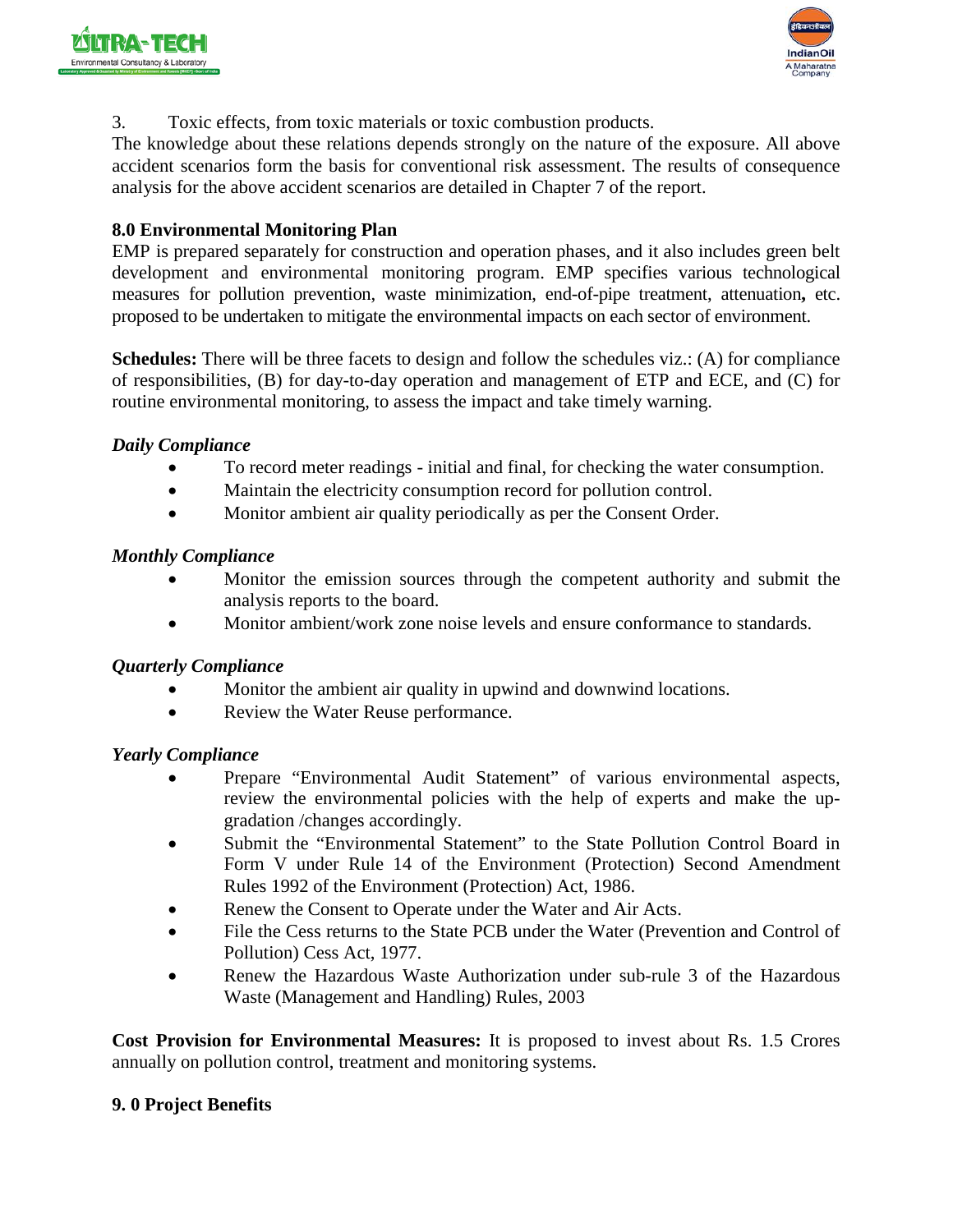3. Toxic effects, from toxic materials or toxic combustion products.

The knowledge about these relations depends strongly on the nature of the exposure. All above accident scenarios form the basis for conventional risk assessment. The results of consequence analysis for the above accident scenarios are detailed in Chapter 7 of the report.

## 8.0 Environmental Monitoring Plan

EMP is prepared separately for construction and operation phases, and it also includes green belt development and environmental monitoring program. EMP specifies various technological measures for pollution prevention, waste minimization, end-of-pipe treatment, attenuation**,** etc. proposed to be undertaken to mitigate the environmental impacts on each sector of environment.

**Schedules:** There will be three facets to design and follow the schedules viz.: (A) for compliance of responsibilities, (B) for day-to-day operation and management of ETP and ECE, and (C) for routine environmental monitoring, to assess the impact and take timely warning.

***Daily Compliance***

- To record meter readings - initial and final, for checking the water consumption.
- Maintain the electricity consumption record for pollution control.
- Monitor ambient air quality periodically as per the Consent Order.

***Monthly Compliance***

- Monitor the emission sources through the competent authority and submit the analysis reports to the board.
- Monitor ambient/work zone noise levels and ensure conformance to standards.

***Quarterly Compliance***

- Monitor the ambient air quality in upwind and downwind locations.
- Review the Water Reuse performance.

***Yearly Compliance***

- Prepare "Environmental Audit Statement" of various environmental aspects, review the environmental policies with the help of experts and make the up-gradation /changes accordingly.
- Submit the "Environmental Statement" to the State Pollution Control Board in Form V under Rule 14 of the Environment (Protection) Second Amendment Rules 1992 of the Environment (Protection) Act, 1986.
- Renew the Consent to Operate under the Water and Air Acts.
- File the Cess returns to the State PCB under the Water (Prevention and Control of Pollution) Cess Act, 1977.
- Renew the Hazardous Waste Authorization under sub-rule 3 of the Hazardous Waste (Management and Handling) Rules, 2003

**Cost Provision for Environmental Measures:** It is proposed to invest about Rs. 1.5 Crores annually on pollution control, treatment and monitoring systems.

## 9. 0 Project Benefits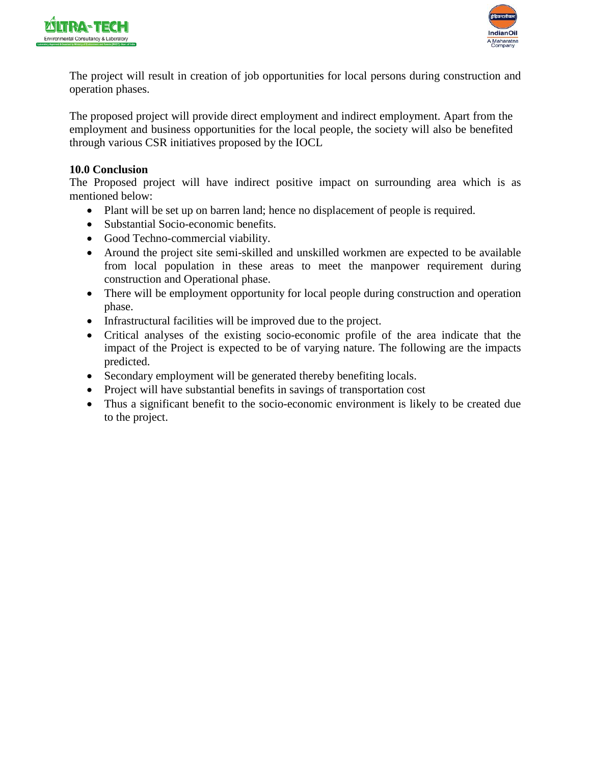The project will result in creation of job opportunities for local persons during construction and operation phases.

The proposed project will provide direct employment and indirect employment. Apart from the employment and business opportunities for the local people, the society will also be benefited through various CSR initiatives proposed by the IOCL

**10.0 Conclusion**

The Proposed project will have indirect positive impact on surrounding area which is as mentioned below:

- Plant will be set up on barren land; hence no displacement of people is required.
- Substantial Socio-economic benefits.
- Good Techno-commercial viability.
- Around the project site semi-skilled and unskilled workmen are expected to be available from local population in these areas to meet the manpower requirement during construction and Operational phase.
- There will be employment opportunity for local people during construction and operation phase.
- Infrastructural facilities will be improved due to the project.
- Critical analyses of the existing socio-economic profile of the area indicate that the impact of the Project is expected to be of varying nature. The following are the impacts predicted.
- Secondary employment will be generated thereby benefiting locals.
- Project will have substantial benefits in savings of transportation cost
- Thus a significant benefit to the socio-economic environment is likely to be created due to the project.